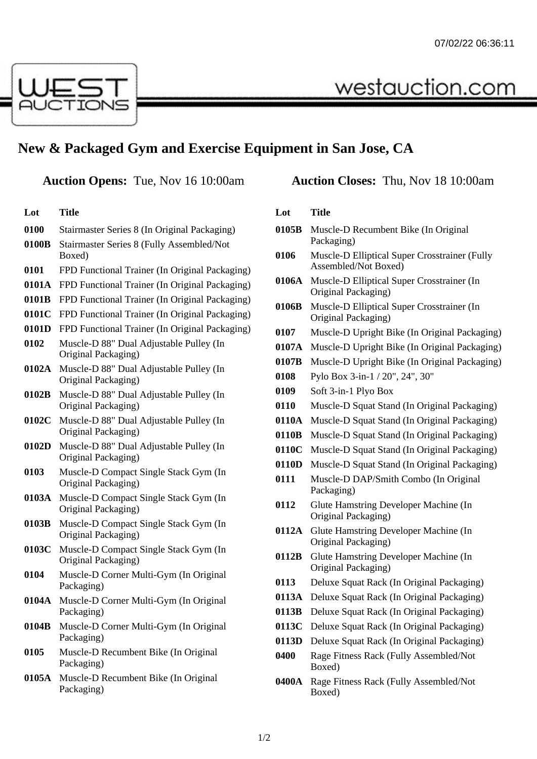# New & Packaged Gym and Exercise Equipment in San Jose, CA

**Auction Opens:** Tue, Nov 16 10:00am    **Auction Closes:** Thu, Nov 18 10:00am

| Lot | Title |
|---|---|
| **0100** | Stairmaster Series 8 (In Original Packaging) |
| **0100B** | Stairmaster Series 8 (Fully Assembled/Not Boxed) |
| **0101** | FPD Functional Trainer (In Original Packaging) |
| **0101A** | FPD Functional Trainer (In Original Packaging) |
| **0101B** | FPD Functional Trainer (In Original Packaging) |
| **0101C** | FPD Functional Trainer (In Original Packaging) |
| **0101D** | FPD Functional Trainer (In Original Packaging) |
| **0102** | Muscle-D 88" Dual Adjustable Pulley (In Original Packaging) |
| **0102A** | Muscle-D 88" Dual Adjustable Pulley (In Original Packaging) |
| **0102B** | Muscle-D 88" Dual Adjustable Pulley (In Original Packaging) |
| **0102C** | Muscle-D 88" Dual Adjustable Pulley (In Original Packaging) |
| **0102D** | Muscle-D 88" Dual Adjustable Pulley (In Original Packaging) |
| **0103** | Muscle-D Compact Single Stack Gym (In Original Packaging) |
| **0103A** | Muscle-D Compact Single Stack Gym (In Original Packaging) |
| **0103B** | Muscle-D Compact Single Stack Gym (In Original Packaging) |
| **0103C** | Muscle-D Compact Single Stack Gym (In Original Packaging) |
| **0104** | Muscle-D Corner Multi-Gym (In Original Packaging) |
| **0104A** | Muscle-D Corner Multi-Gym (In Original Packaging) |
| **0104B** | Muscle-D Corner Multi-Gym (In Original Packaging) |
| **0105** | Muscle-D Recumbent Bike (In Original Packaging) |
| **0105A** | Muscle-D Recumbent Bike (In Original Packaging) |
| **0105B** | Muscle-D Recumbent Bike (In Original Packaging) |
| **0106** | Muscle-D Elliptical Super Crosstrainer (Fully Assembled/Not Boxed) |
| **0106A** | Muscle-D Elliptical Super Crosstrainer (In Original Packaging) |
| **0106B** | Muscle-D Elliptical Super Crosstrainer (In Original Packaging) |
| **0107** | Muscle-D Upright Bike (In Original Packaging) |
| **0107A** | Muscle-D Upright Bike (In Original Packaging) |
| **0107B** | Muscle-D Upright Bike (In Original Packaging) |
| **0108** | Pylo Box 3-in-1 / 20", 24", 30" |
| **0109** | Soft 3-in-1 Plyo Box |
| **0110** | Muscle-D Squat Stand (In Original Packaging) |
| **0110A** | Muscle-D Squat Stand (In Original Packaging) |
| **0110B** | Muscle-D Squat Stand (In Original Packaging) |
| **0110C** | Muscle-D Squat Stand (In Original Packaging) |
| **0110D** | Muscle-D Squat Stand (In Original Packaging) |
| **0111** | Muscle-D DAP/Smith Combo (In Original Packaging) |
| **0112** | Glute Hamstring Developer Machine (In Original Packaging) |
| **0112A** | Glute Hamstring Developer Machine (In Original Packaging) |
| **0112B** | Glute Hamstring Developer Machine (In Original Packaging) |
| **0113** | Deluxe Squat Rack (In Original Packaging) |
| **0113A** | Deluxe Squat Rack (In Original Packaging) |
| **0113B** | Deluxe Squat Rack (In Original Packaging) |
| **0113C** | Deluxe Squat Rack (In Original Packaging) |
| **0113D** | Deluxe Squat Rack (In Original Packaging) |
| **0400** | Rage Fitness Rack (Fully Assembled/Not Boxed) |
| **0400A** | Rage Fitness Rack (Fully Assembled/Not Boxed) |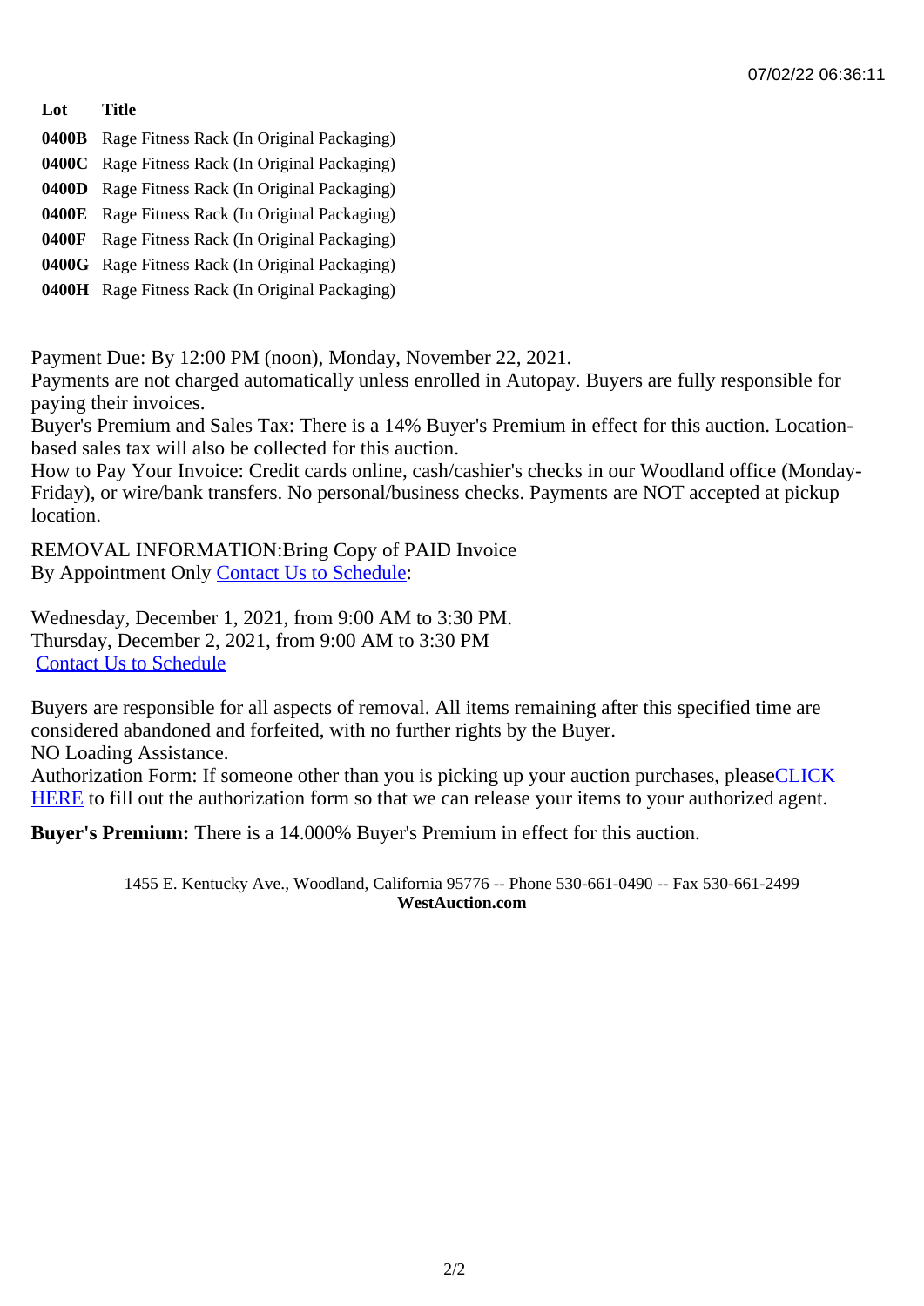| Lot | Title |
|---|---|
| **0400B** | Rage Fitness Rack (In Original Packaging) |
| **0400C** | Rage Fitness Rack (In Original Packaging) |
| **0400D** | Rage Fitness Rack (In Original Packaging) |
| **0400E** | Rage Fitness Rack (In Original Packaging) |
| **0400F** | Rage Fitness Rack (In Original Packaging) |
| **0400G** | Rage Fitness Rack (In Original Packaging) |
| **0400H** | Rage Fitness Rack (In Original Packaging) |

Payment Due: By 12:00 PM (noon), Monday, November 22, 2021.
Payments are not charged automatically unless enrolled in Autopay. Buyers are fully responsible for paying their invoices.
Buyer's Premium and Sales Tax: There is a 14% Buyer's Premium in effect for this auction. Location-based sales tax will also be collected for this auction.
How to Pay Your Invoice: Credit cards online, cash/cashier's checks in our Woodland office (Monday-Friday), or wire/bank transfers. No personal/business checks. Payments are NOT accepted at pickup location.

REMOVAL INFORMATION:Bring Copy of PAID Invoice
By Appointment Only Contact Us to Schedule:

Wednesday, December 1, 2021, from 9:00 AM to 3:30 PM.
Thursday, December 2, 2021, from 9:00 AM to 3:30 PM
Contact Us to Schedule

Buyers are responsible for all aspects of removal. All items remaining after this specified time are considered abandoned and forfeited, with no further rights by the Buyer.
NO Loading Assistance.
Authorization Form: If someone other than you is picking up your auction purchases, pleaseCLICK HERE to fill out the authorization form so that we can release your items to your authorized agent.

**Buyer's Premium:** There is a 14.000% Buyer's Premium in effect for this auction.

1455 E. Kentucky Ave., Woodland, California 95776 -- Phone 530-661-0490 -- Fax 530-661-2499
**WestAuction.com**